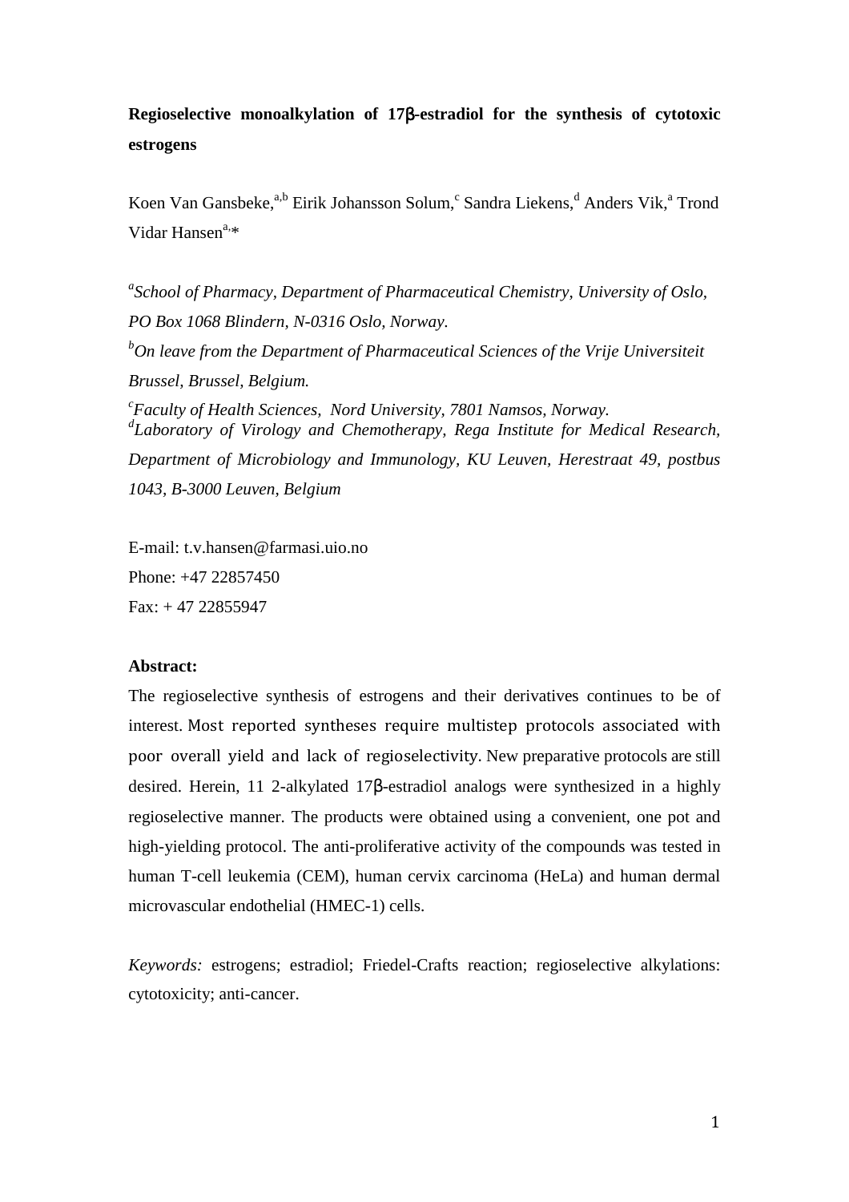# Regioselective monoalkylation of 17β-estradiol for the synthesis of cytotoxic estrogens

Koen Van Gansbeke,[a,b] Eirik Johansson Solum,[c] Sandra Liekens,[d] Anders Vik,[a] Trond Vidar Hansen[a,]*

[a]*School of Pharmacy, Department of Pharmaceutical Chemistry, University of Oslo, PO Box 1068 Blindern, N-0316 Oslo, Norway.*

[b]*On leave from the Department of Pharmaceutical Sciences of the Vrije Universiteit Brussel, Brussel, Belgium.*

[c]*Faculty of Health Sciences, Nord University, 7801 Namsos, Norway.*

[d]*Laboratory of Virology and Chemotherapy, Rega Institute for Medical Research, Department of Microbiology and Immunology, KU Leuven, Herestraat 49, postbus 1043, B-3000 Leuven, Belgium*

E-mail: t.v.hansen@farmasi.uio.no
Phone: +47 22857450
Fax: + 47 22855947

**Abstract:**

The regioselective synthesis of estrogens and their derivatives continues to be of interest. Most reported syntheses require multistep protocols associated with poor overall yield and lack of regioselectivity. New preparative protocols are still desired. Herein, 11 2-alkylated 17β-estradiol analogs were synthesized in a highly regioselective manner. The products were obtained using a convenient, one pot and high-yielding protocol. The anti-proliferative activity of the compounds was tested in human T-cell leukemia (CEM), human cervix carcinoma (HeLa) and human dermal microvascular endothelial (HMEC-1) cells.

*Keywords:* estrogens; estradiol; Friedel-Crafts reaction; regioselective alkylations: cytotoxicity; anti-cancer.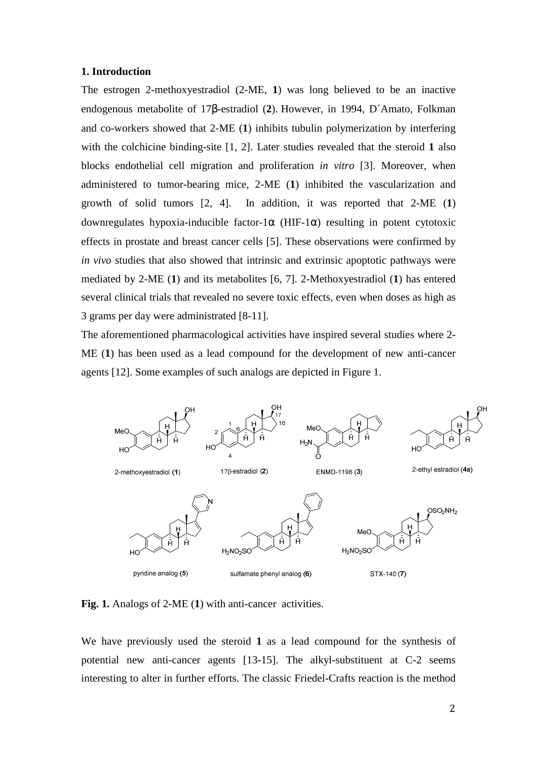## 1. Introduction

The estrogen 2-methoxyestradiol (2-ME, **1**) was long believed to be an inactive endogenous metabolite of 17β-estradiol (**2**). However, in 1994, D´Amato, Folkman and co-workers showed that 2-ME (**1**) inhibits tubulin polymerization by interfering with the colchicine binding-site [1, 2]. Later studies revealed that the steroid **1** also blocks endothelial cell migration and proliferation *in vitro* [3]. Moreover, when administered to tumor-bearing mice, 2-ME (**1**) inhibited the vascularization and growth of solid tumors [2, 4]. In addition, it was reported that 2-ME (**1**) downregulates hypoxia-inducible factor-1α (HIF-1α) resulting in potent cytotoxic effects in prostate and breast cancer cells [5]. These observations were confirmed by *in vivo* studies that also showed that intrinsic and extrinsic apoptotic pathways were mediated by 2-ME (**1**) and its metabolites [6, 7]. 2-Methoxyestradiol (**1**) has entered several clinical trials that revealed no severe toxic effects, even when doses as high as 3 grams per day were administrated [8-11].

The aforementioned pharmacological activities have inspired several studies where 2-ME (**1**) has been used as a lead compound for the development of new anti-cancer agents [12]. Some examples of such analogs are depicted in Figure 1.

2-methoxyestradiol (1)
17β-estradiol (2)
ENMD-1198 (3)
2-ethyl estradiol (4a)
pyridine analog (5)
sulfamate phenyl analog (6)
STX-140 (7)

**Fig. 1.** Analogs of 2-ME (**1**) with anti-cancer activities.

We have previously used the steroid **1** as a lead compound for the synthesis of potential new anti-cancer agents [13-15]. The alkyl-substituent at C-2 seems interesting to alter in further efforts. The classic Friedel-Crafts reaction is the method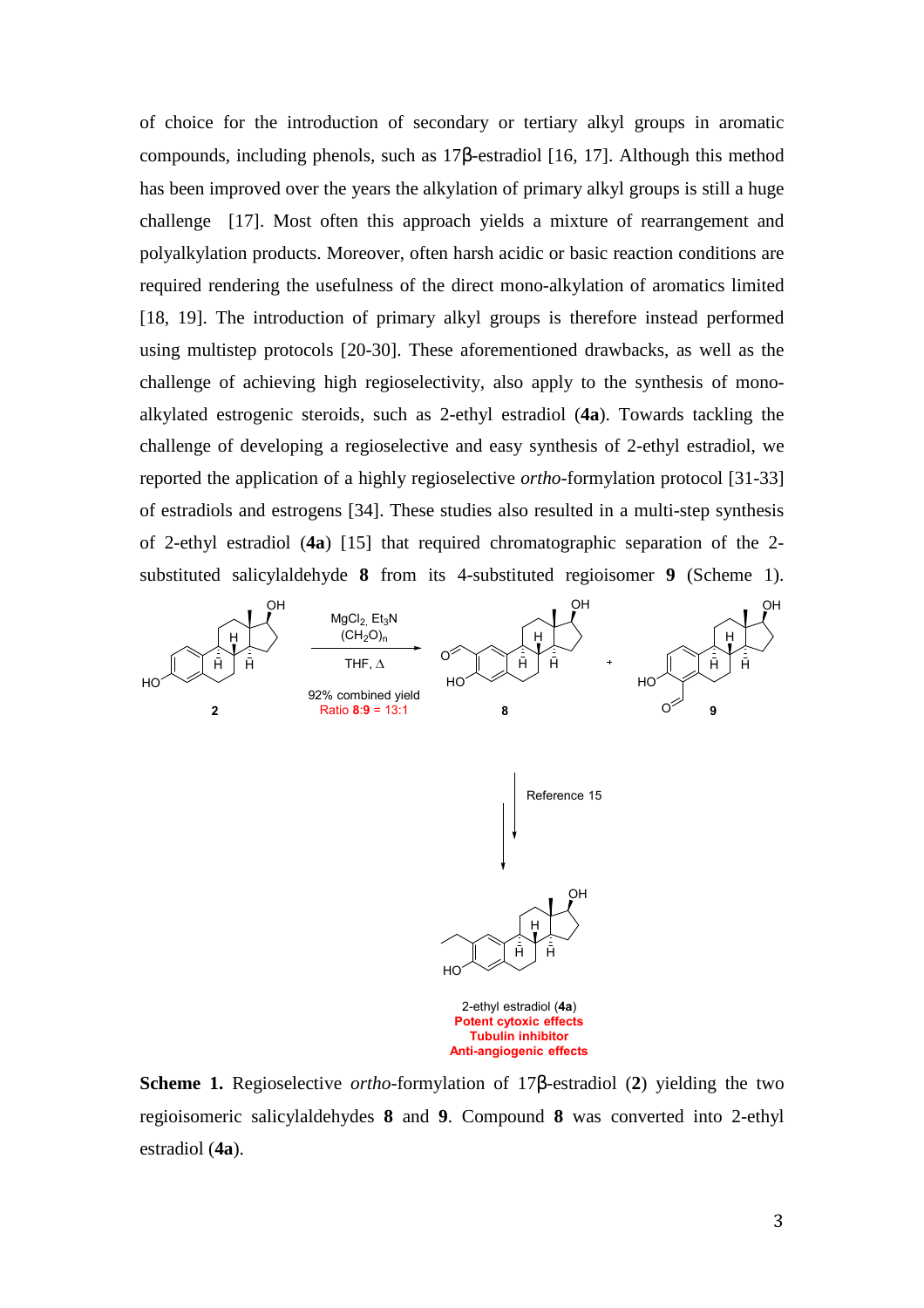of choice for the introduction of secondary or tertiary alkyl groups in aromatic compounds, including phenols, such as 17β-estradiol [16, 17]. Although this method has been improved over the years the alkylation of primary alkyl groups is still a huge challenge [17]. Most often this approach yields a mixture of rearrangement and polyalkylation products. Moreover, often harsh acidic or basic reaction conditions are required rendering the usefulness of the direct mono-alkylation of aromatics limited [18, 19]. The introduction of primary alkyl groups is therefore instead performed using multistep protocols [20-30]. These aforementioned drawbacks, as well as the challenge of achieving high regioselectivity, also apply to the synthesis of mono-alkylated estrogenic steroids, such as 2-ethyl estradiol (**4a**). Towards tackling the challenge of developing a regioselective and easy synthesis of 2-ethyl estradiol, we reported the application of a highly regioselective *ortho*-formylation protocol [31-33] of estradiols and estrogens [34]. These studies also resulted in a multi-step synthesis of 2-ethyl estradiol (**4a**) [15] that required chromatographic separation of the 2-substituted salicylaldehyde **8** from its 4-substituted regioisomer **9** (Scheme 1).

$MgCl_2$, $Et_3N$, $(CH_2O)_n$, THF, Δ

92% combined yield
Ratio **8**:**9** = 13:1

Reference 15

2-ethyl estradiol (**4a**)
Potent cytoxic effects
Tubulin inhibitor
Anti-angiogenic effects

**Scheme 1.** Regioselective *ortho*-formylation of 17β-estradiol (**2**) yielding the two regioisomeric salicylaldehydes **8** and **9**. Compound **8** was converted into 2-ethyl estradiol (**4a**).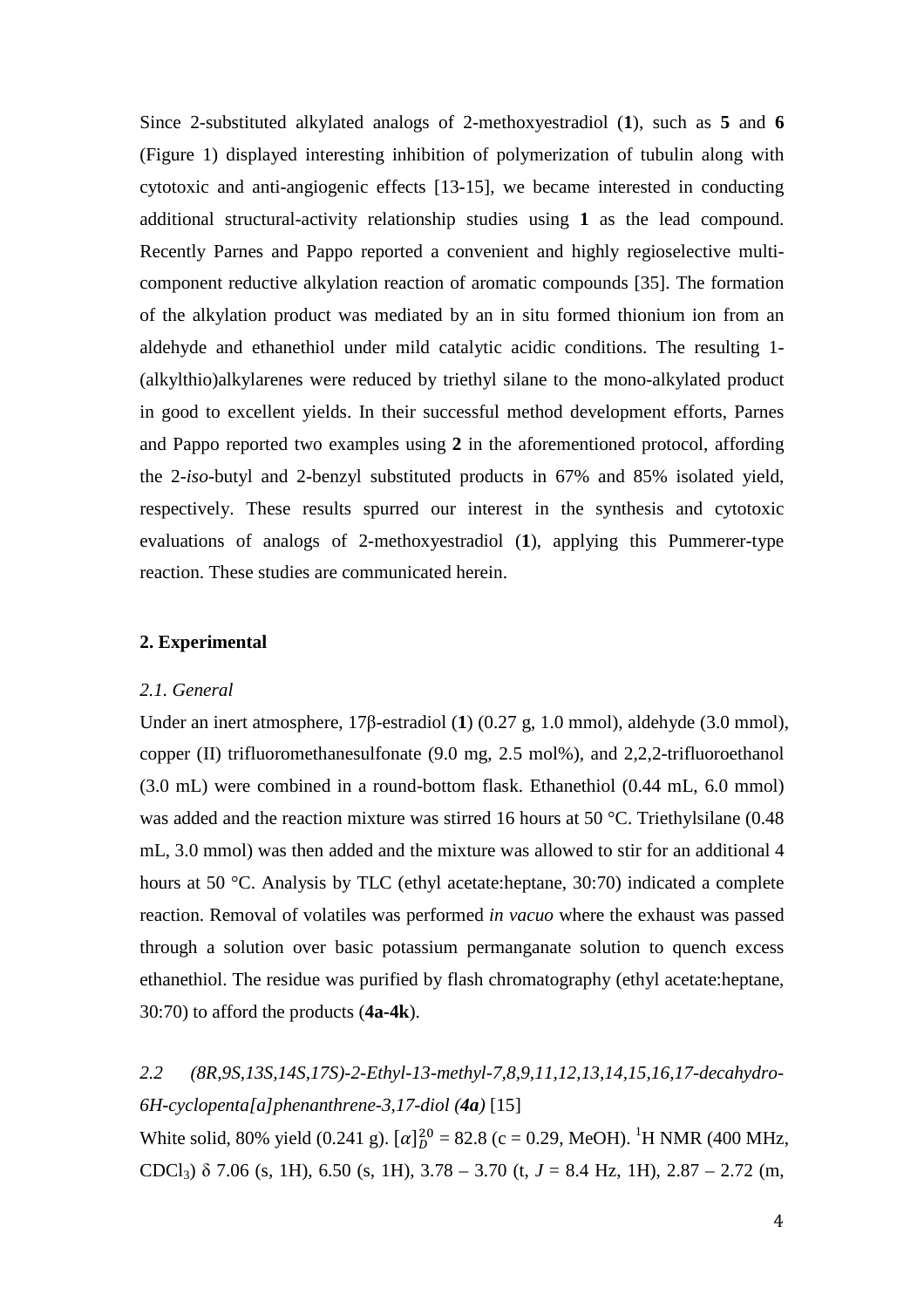Since 2-substituted alkylated analogs of 2-methoxyestradiol (**1**), such as **5** and **6** (Figure 1) displayed interesting inhibition of polymerization of tubulin along with cytotoxic and anti-angiogenic effects [13-15], we became interested in conducting additional structural-activity relationship studies using **1** as the lead compound. Recently Parnes and Pappo reported a convenient and highly regioselective multi-component reductive alkylation reaction of aromatic compounds [35]. The formation of the alkylation product was mediated by an in situ formed thionium ion from an aldehyde and ethanethiol under mild catalytic acidic conditions. The resulting 1-(alkylthio)alkylarenes were reduced by triethyl silane to the mono-alkylated product in good to excellent yields. In their successful method development efforts, Parnes and Pappo reported two examples using **2** in the aforementioned protocol, affording the 2-*iso*-butyl and 2-benzyl substituted products in 67% and 85% isolated yield, respectively. These results spurred our interest in the synthesis and cytotoxic evaluations of analogs of 2-methoxyestradiol (**1**), applying this Pummerer-type reaction. These studies are communicated herein.

## 2. Experimental

### *2.1. General*

Under an inert atmosphere, 17β-estradiol (**1**) (0.27 g, 1.0 mmol), aldehyde (3.0 mmol), copper (II) trifluoromethanesulfonate (9.0 mg, 2.5 mol%), and 2,2,2-trifluoroethanol (3.0 mL) were combined in a round-bottom flask. Ethanethiol (0.44 mL, 6.0 mmol) was added and the reaction mixture was stirred 16 hours at 50 °C. Triethylsilane (0.48 mL, 3.0 mmol) was then added and the mixture was allowed to stir for an additional 4 hours at 50 °C. Analysis by TLC (ethyl acetate:heptane, 30:70) indicated a complete reaction. Removal of volatiles was performed *in vacuo* where the exhaust was passed through a solution over basic potassium permanganate solution to quench excess ethanethiol. The residue was purified by flash chromatography (ethyl acetate:heptane, 30:70) to afford the products (**4a-4k**).

### *2.2 (8R,9S,13S,14S,17S)-2-Ethyl-13-methyl-7,8,9,11,12,13,14,15,16,17-decahydro-6H-cyclopenta[a]phenanthrene-3,17-diol (**4a**)* [15]

White solid, 80% yield (0.241 g). $[\alpha]_D^{20}$ = 82.8 (c = 0.29, MeOH). $^1$H NMR (400 MHz, $CDCl_3$) δ 7.06 (s, 1H), 6.50 (s, 1H), 3.78 – 3.70 (t, $J$ = 8.4 Hz, 1H), 2.87 – 2.72 (m,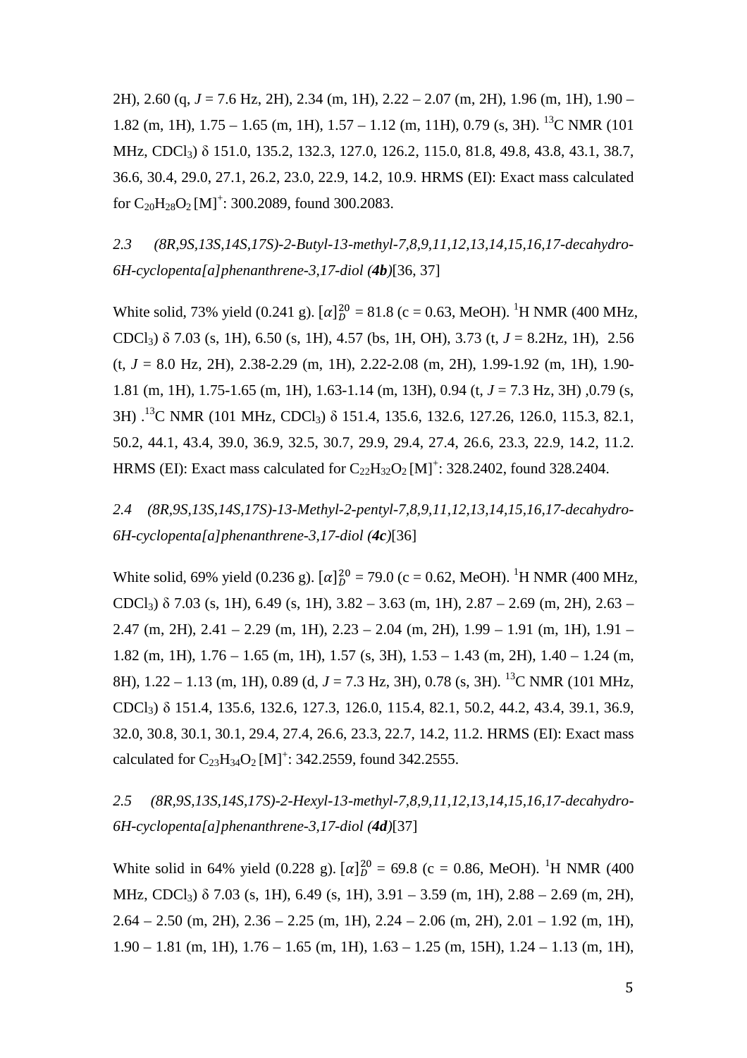2H), 2.60 (q, *J* = 7.6 Hz, 2H), 2.34 (m, 1H), 2.22 – 2.07 (m, 2H), 1.96 (m, 1H), 1.90 – 1.82 (m, 1H), 1.75 – 1.65 (m, 1H), 1.57 – 1.12 (m, 11H), 0.79 (s, 3H). $^{13}$C NMR (101 MHz, $CDCl_3$) δ 151.0, 135.2, 132.3, 127.0, 126.2, 115.0, 81.8, 49.8, 43.8, 43.1, 38.7, 36.6, 30.4, 29.0, 27.1, 26.2, 23.0, 22.9, 14.2, 10.9. HRMS (EI): Exact mass calculated for $C_{20}H_{28}O_2$ $[M]^+$: 300.2089, found 300.2083.

## *2.3 (8R,9S,13S,14S,17S)-2-Butyl-13-methyl-7,8,9,11,12,13,14,15,16,17-decahydro-6H-cyclopenta[a]phenanthrene-3,17-diol (**4b**)*[36, 37]

White solid, 73% yield (0.241 g). $[\alpha]_D^{20}$ = 81.8 (c = 0.63, MeOH). $^1$H NMR (400 MHz, $CDCl_3$) δ 7.03 (s, 1H), 6.50 (s, 1H), 4.57 (bs, 1H, OH), 3.73 (t, *J* = 8.2Hz, 1H), 2.56 (t, *J* = 8.0 Hz, 2H), 2.38-2.29 (m, 1H), 2.22-2.08 (m, 2H), 1.99-1.92 (m, 1H), 1.90-1.81 (m, 1H), 1.75-1.65 (m, 1H), 1.63-1.14 (m, 13H), 0.94 (t, *J* = 7.3 Hz, 3H) ,0.79 (s, 3H) .$^{13}$C NMR (101 MHz, $CDCl_3$) δ 151.4, 135.6, 132.6, 127.26, 126.0, 115.3, 82.1, 50.2, 44.1, 43.4, 39.0, 36.9, 32.5, 30.7, 29.9, 29.4, 27.4, 26.6, 23.3, 22.9, 14.2, 11.2. HRMS (EI): Exact mass calculated for $C_{22}H_{32}O_2$ $[M]^+$: 328.2402, found 328.2404.

## *2.4 (8R,9S,13S,14S,17S)-13-Methyl-2-pentyl-7,8,9,11,12,13,14,15,16,17-decahydro-6H-cyclopenta[a]phenanthrene-3,17-diol (**4c**)*[36]

White solid, 69% yield (0.236 g). $[\alpha]_D^{20}$ = 79.0 (c = 0.62, MeOH). $^1$H NMR (400 MHz, $CDCl_3$) δ 7.03 (s, 1H), 6.49 (s, 1H), 3.82 – 3.63 (m, 1H), 2.87 – 2.69 (m, 2H), 2.63 – 2.47 (m, 2H), 2.41 – 2.29 (m, 1H), 2.23 – 2.04 (m, 2H), 1.99 – 1.91 (m, 1H), 1.91 – 1.82 (m, 1H), 1.76 – 1.65 (m, 1H), 1.57 (s, 3H), 1.53 – 1.43 (m, 2H), 1.40 – 1.24 (m, 8H), 1.22 – 1.13 (m, 1H), 0.89 (d, *J* = 7.3 Hz, 3H), 0.78 (s, 3H). $^{13}$C NMR (101 MHz, $CDCl_3$) δ 151.4, 135.6, 132.6, 127.3, 126.0, 115.4, 82.1, 50.2, 44.2, 43.4, 39.1, 36.9, 32.0, 30.8, 30.1, 30.1, 29.4, 27.4, 26.6, 23.3, 22.7, 14.2, 11.2. HRMS (EI): Exact mass calculated for $C_{23}H_{34}O_2$ $[M]^+$: 342.2559, found 342.2555.

## *2.5 (8R,9S,13S,14S,17S)-2-Hexyl-13-methyl-7,8,9,11,12,13,14,15,16,17-decahydro-6H-cyclopenta[a]phenanthrene-3,17-diol (**4d**)*[37]

White solid in 64% yield (0.228 g). $[\alpha]_D^{20}$ = 69.8 (c = 0.86, MeOH). $^1$H NMR (400 MHz, $CDCl_3$) δ 7.03 (s, 1H), 6.49 (s, 1H), 3.91 – 3.59 (m, 1H), 2.88 – 2.69 (m, 2H), 2.64 – 2.50 (m, 2H), 2.36 – 2.25 (m, 1H), 2.24 – 2.06 (m, 2H), 2.01 – 1.92 (m, 1H), 1.90 – 1.81 (m, 1H), 1.76 – 1.65 (m, 1H), 1.63 – 1.25 (m, 15H), 1.24 – 1.13 (m, 1H),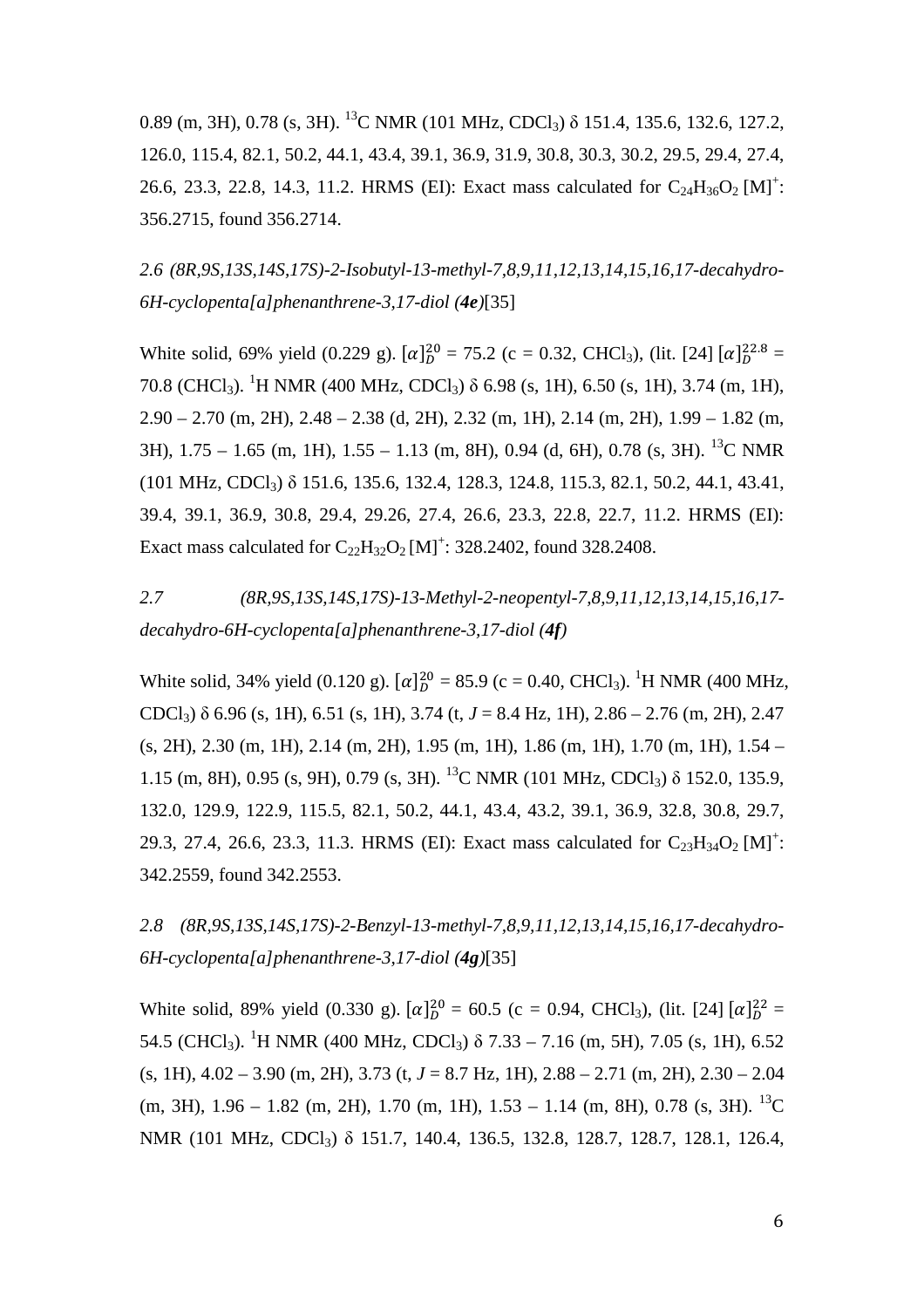0.89 (m, 3H), 0.78 (s, 3H). $^{13}$C NMR (101 MHz, CDCl$_3$) δ 151.4, 135.6, 132.6, 127.2, 126.0, 115.4, 82.1, 50.2, 44.1, 43.4, 39.1, 36.9, 31.9, 30.8, 30.3, 30.2, 29.5, 29.4, 27.4, 26.6, 23.3, 22.8, 14.3, 11.2. HRMS (EI): Exact mass calculated for $C_{24}H_{36}O_2$ [M]$^+$: 356.2715, found 356.2714.

### *2.6 (8R,9S,13S,14S,17S)-2-Isobutyl-13-methyl-7,8,9,11,12,13,14,15,16,17-decahydro-6H-cyclopenta[a]phenanthrene-3,17-diol (**4e**)*[35]

White solid, 69% yield (0.229 g). $[\alpha]_D^{20}$ = 75.2 (c = 0.32, CHCl$_3$), (lit. [24] $[\alpha]_D^{22.8}$ = 70.8 (CHCl$_3$). $^1$H NMR (400 MHz, CDCl$_3$) δ 6.98 (s, 1H), 6.50 (s, 1H), 3.74 (m, 1H), 2.90 – 2.70 (m, 2H), 2.48 – 2.38 (d, 2H), 2.32 (m, 1H), 2.14 (m, 2H), 1.99 – 1.82 (m, 3H), 1.75 – 1.65 (m, 1H), 1.55 – 1.13 (m, 8H), 0.94 (d, 6H), 0.78 (s, 3H). $^{13}$C NMR (101 MHz, CDCl$_3$) δ 151.6, 135.6, 132.4, 128.3, 124.8, 115.3, 82.1, 50.2, 44.1, 43.41, 39.4, 39.1, 36.9, 30.8, 29.4, 29.26, 27.4, 26.6, 23.3, 22.8, 22.7, 11.2. HRMS (EI): Exact mass calculated for $C_{22}H_{32}O_2$ [M]$^+$: 328.2402, found 328.2408.

### *2.7 (8R,9S,13S,14S,17S)-13-Methyl-2-neopentyl-7,8,9,11,12,13,14,15,16,17-decahydro-6H-cyclopenta[a]phenanthrene-3,17-diol (**4f**)*

White solid, 34% yield (0.120 g). $[\alpha]_D^{20}$ = 85.9 (c = 0.40, CHCl$_3$). $^1$H NMR (400 MHz, CDCl$_3$) δ 6.96 (s, 1H), 6.51 (s, 1H), 3.74 (t, *J* = 8.4 Hz, 1H), 2.86 – 2.76 (m, 2H), 2.47 (s, 2H), 2.30 (m, 1H), 2.14 (m, 2H), 1.95 (m, 1H), 1.86 (m, 1H), 1.70 (m, 1H), 1.54 – 1.15 (m, 8H), 0.95 (s, 9H), 0.79 (s, 3H). $^{13}$C NMR (101 MHz, CDCl$_3$) δ 152.0, 135.9, 132.0, 129.9, 122.9, 115.5, 82.1, 50.2, 44.1, 43.4, 43.2, 39.1, 36.9, 32.8, 30.8, 29.7, 29.3, 27.4, 26.6, 23.3, 11.3. HRMS (EI): Exact mass calculated for $C_{23}H_{34}O_2$ [M]$^+$: 342.2559, found 342.2553.

### *2.8 (8R,9S,13S,14S,17S)-2-Benzyl-13-methyl-7,8,9,11,12,13,14,15,16,17-decahydro-6H-cyclopenta[a]phenanthrene-3,17-diol (**4g**)*[35]

White solid, 89% yield (0.330 g). $[\alpha]_D^{20}$ = 60.5 (c = 0.94, CHCl$_3$), (lit. [24] $[\alpha]_D^{22}$ = 54.5 (CHCl$_3$). $^1$H NMR (400 MHz, CDCl$_3$) δ 7.33 – 7.16 (m, 5H), 7.05 (s, 1H), 6.52 (s, 1H), 4.02 – 3.90 (m, 2H), 3.73 (t, *J* = 8.7 Hz, 1H), 2.88 – 2.71 (m, 2H), 2.30 – 2.04 (m, 3H), 1.96 – 1.82 (m, 2H), 1.70 (m, 1H), 1.53 – 1.14 (m, 8H), 0.78 (s, 3H). $^{13}$C NMR (101 MHz, CDCl$_3$) δ 151.7, 140.4, 136.5, 132.8, 128.7, 128.7, 128.1, 126.4,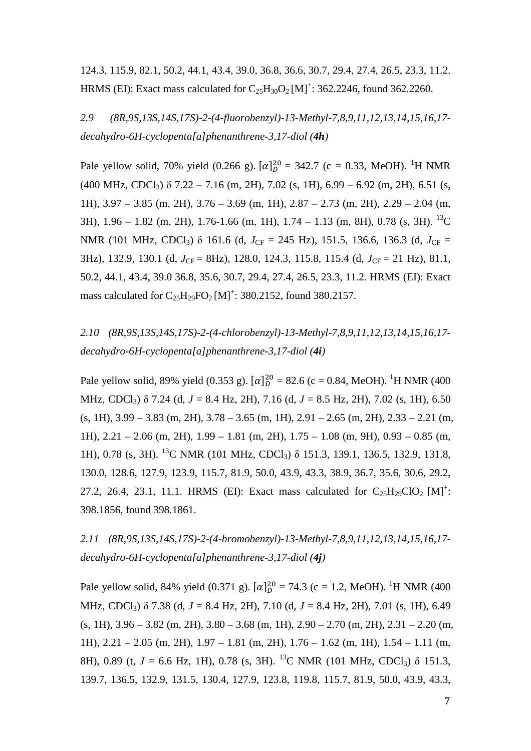124.3, 115.9, 82.1, 50.2, 44.1, 43.4, 39.0, 36.8, 36.6, 30.7, 29.4, 27.4, 26.5, 23.3, 11.2. HRMS (EI): Exact mass calculated for $C_{25}H_{30}O_2$ $[M]^+$: 362.2246, found 362.2260.

### *2.9 (8R,9S,13S,14S,17S)-2-(4-fluorobenzyl)-13-Methyl-7,8,9,11,12,13,14,15,16,17-decahydro-6H-cyclopenta[a]phenanthrene-3,17-diol (**4h**)*

Pale yellow solid, 70% yield (0.266 g). $[\alpha]_D^{20}$ = 342.7 (c = 0.33, MeOH). $^1$H NMR (400 MHz, $CDCl_3$) δ 7.22 – 7.16 (m, 2H), 7.02 (s, 1H), 6.99 – 6.92 (m, 2H), 6.51 (s, 1H), 3.97 – 3.85 (m, 2H), 3.76 – 3.69 (m, 1H), 2.87 – 2.73 (m, 2H), 2.29 – 2.04 (m, 3H), 1.96 – 1.82 (m, 2H), 1.76-1.66 (m, 1H), 1.74 – 1.13 (m, 8H), 0.78 (s, 3H). $^{13}$C NMR (101 MHz, $CDCl_3$) δ 161.6 (d, $J_{CF}$ = 245 Hz), 151.5, 136.6, 136.3 (d, $J_{CF}$ = 3Hz), 132.9, 130.1 (d, $J_{CF}$ = 8Hz), 128.0, 124.3, 115.8, 115.4 (d, $J_{CF}$ = 21 Hz), 81.1, 50.2, 44.1, 43.4, 39.0 36.8, 35.6, 30.7, 29.4, 27.4, 26.5, 23.3, 11.2. HRMS (EI): Exact mass calculated for $C_{25}H_{29}FO_2$ $[M]^+$: 380.2152, found 380.2157.

### *2.10 (8R,9S,13S,14S,17S)-2-(4-chlorobenzyl)-13-Methyl-7,8,9,11,12,13,14,15,16,17-decahydro-6H-cyclopenta[a]phenanthrene-3,17-diol (**4i**)*

Pale yellow solid, 89% yield (0.353 g). $[\alpha]_D^{20}$ = 82.6 (c = 0.84, MeOH). $^1$H NMR (400 MHz, $CDCl_3$) δ 7.24 (d, $J$ = 8.4 Hz, 2H), 7.16 (d, $J$ = 8.5 Hz, 2H), 7.02 (s, 1H), 6.50 (s, 1H), 3.99 – 3.83 (m, 2H), 3.78 – 3.65 (m, 1H), 2.91 – 2.65 (m, 2H), 2.33 – 2.21 (m, 1H), 2.21 – 2.06 (m, 2H), 1.99 – 1.81 (m, 2H), 1.75 – 1.08 (m, 9H), 0.93 – 0.85 (m, 1H), 0.78 (s, 3H). $^{13}$C NMR (101 MHz, $CDCl_3$) δ 151.3, 139.1, 136.5, 132.9, 131.8, 130.0, 128.6, 127.9, 123.9, 115.7, 81.9, 50.0, 43.9, 43.3, 38.9, 36.7, 35.6, 30.6, 29.2, 27.2, 26.4, 23.1, 11.1. HRMS (EI): Exact mass calculated for $C_{25}H_{29}ClO_2$ $[M]^+$: 398.1856, found 398.1861.

### *2.11 (8R,9S,13S,14S,17S)-2-(4-bromobenzyl)-13-Methyl-7,8,9,11,12,13,14,15,16,17-decahydro-6H-cyclopenta[a]phenanthrene-3,17-diol (**4j**)*

Pale yellow solid, 84% yield (0.371 g). $[\alpha]_D^{20}$ = 74.3 (c = 1.2, MeOH). $^1$H NMR (400 MHz, $CDCl_3$) δ 7.38 (d, $J$ = 8.4 Hz, 2H), 7.10 (d, $J$ = 8.4 Hz, 2H), 7.01 (s, 1H), 6.49 (s, 1H), 3.96 – 3.82 (m, 2H), 3.80 – 3.68 (m, 1H), 2.90 – 2.70 (m, 2H), 2.31 – 2.20 (m, 1H), 2.21 – 2.05 (m, 2H), 1.97 – 1.81 (m, 2H), 1.76 – 1.62 (m, 1H), 1.54 – 1.11 (m, 8H), 0.89 (t, $J$ = 6.6 Hz, 1H), 0.78 (s, 3H). $^{13}$C NMR (101 MHz, $CDCl_3$) δ 151.3, 139.7, 136.5, 132.9, 131.5, 130.4, 127.9, 123.8, 119.8, 115.7, 81.9, 50.0, 43.9, 43.3,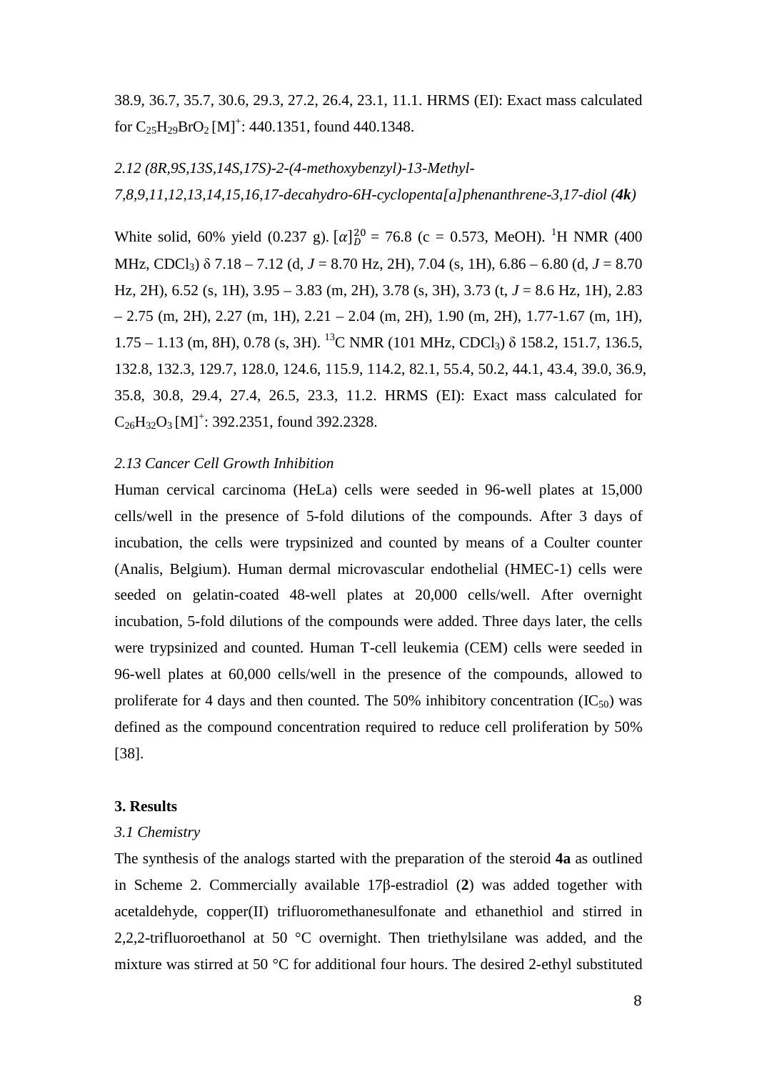38.9, 36.7, 35.7, 30.6, 29.3, 27.2, 26.4, 23.1, 11.1. HRMS (EI): Exact mass calculated for $C_{25}H_{29}BrO_2$ $[M]^+$: 440.1351, found 440.1348.

### *2.12 (8R,9S,13S,14S,17S)-2-(4-methoxybenzyl)-13-Methyl-7,8,9,11,12,13,14,15,16,17-decahydro-6H-cyclopenta[a]phenanthrene-3,17-diol (**4k**)*

White solid, 60% yield (0.237 g). $[\alpha]_D^{20}$ = 76.8 (c = 0.573, MeOH). $^1$H NMR (400 MHz, $CDCl_3$) δ 7.18 – 7.12 (d, *J* = 8.70 Hz, 2H), 7.04 (s, 1H), 6.86 – 6.80 (d, *J* = 8.70 Hz, 2H), 6.52 (s, 1H), 3.95 – 3.83 (m, 2H), 3.78 (s, 3H), 3.73 (t, *J* = 8.6 Hz, 1H), 2.83 – 2.75 (m, 2H), 2.27 (m, 1H), 2.21 – 2.04 (m, 2H), 1.90 (m, 2H), 1.77-1.67 (m, 1H), 1.75 – 1.13 (m, 8H), 0.78 (s, 3H). $^{13}$C NMR (101 MHz, $CDCl_3$) δ 158.2, 151.7, 136.5, 132.8, 132.3, 129.7, 128.0, 124.6, 115.9, 114.2, 82.1, 55.4, 50.2, 44.1, 43.4, 39.0, 36.9, 35.8, 30.8, 29.4, 27.4, 26.5, 23.3, 11.2. HRMS (EI): Exact mass calculated for $C_{26}H_{32}O_3$ $[M]^+$: 392.2351, found 392.2328.

### *2.13 Cancer Cell Growth Inhibition*

Human cervical carcinoma (HeLa) cells were seeded in 96-well plates at 15,000 cells/well in the presence of 5-fold dilutions of the compounds. After 3 days of incubation, the cells were trypsinized and counted by means of a Coulter counter (Analis, Belgium). Human dermal microvascular endothelial (HMEC-1) cells were seeded on gelatin-coated 48-well plates at 20,000 cells/well. After overnight incubation, 5-fold dilutions of the compounds were added. Three days later, the cells were trypsinized and counted. Human T-cell leukemia (CEM) cells were seeded in 96-well plates at 60,000 cells/well in the presence of the compounds, allowed to proliferate for 4 days and then counted. The 50% inhibitory concentration ($IC_{50}$) was defined as the compound concentration required to reduce cell proliferation by 50% [38].

## 3. Results

### *3.1 Chemistry*

The synthesis of the analogs started with the preparation of the steroid **4a** as outlined in Scheme 2. Commercially available 17β-estradiol (**2**) was added together with acetaldehyde, copper(II) trifluoromethanesulfonate and ethanethiol and stirred in 2,2,2-trifluoroethanol at 50 °C overnight. Then triethylsilane was added, and the mixture was stirred at 50 °C for additional four hours. The desired 2-ethyl substituted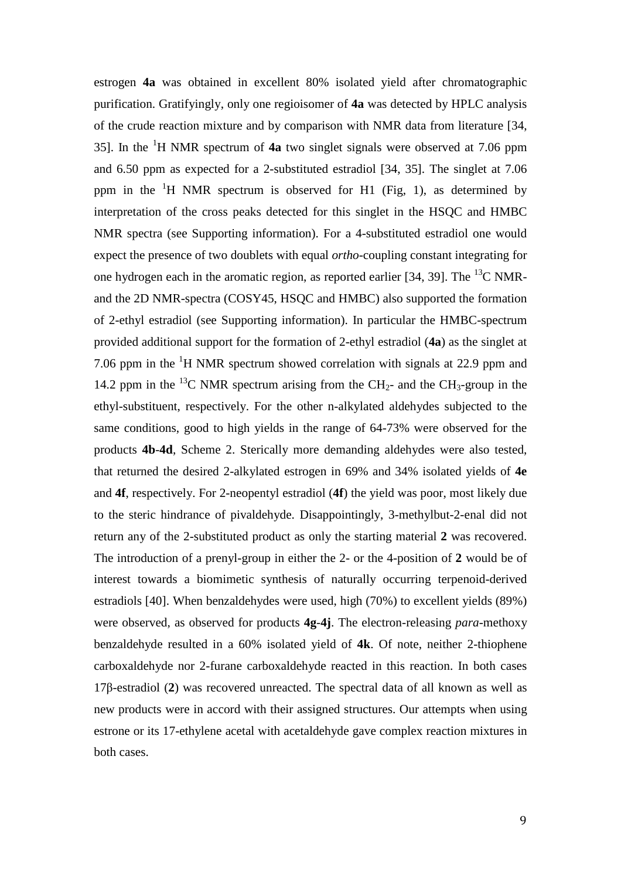estrogen **4a** was obtained in excellent 80% isolated yield after chromatographic purification. Gratifyingly, only one regioisomer of **4a** was detected by HPLC analysis of the crude reaction mixture and by comparison with NMR data from literature [34, 35]. In the $^{1}$H NMR spectrum of **4a** two singlet signals were observed at 7.06 ppm and 6.50 ppm as expected for a 2-substituted estradiol [34, 35]. The singlet at 7.06 ppm in the $^{1}$H NMR spectrum is observed for H1 (Fig, 1), as determined by interpretation of the cross peaks detected for this singlet in the HSQC and HMBC NMR spectra (see Supporting information). For a 4-substituted estradiol one would expect the presence of two doublets with equal *ortho*-coupling constant integrating for one hydrogen each in the aromatic region, as reported earlier [34, 39]. The $^{13}$C NMR- and the 2D NMR-spectra (COSY45, HSQC and HMBC) also supported the formation of 2-ethyl estradiol (see Supporting information). In particular the HMBC-spectrum provided additional support for the formation of 2-ethyl estradiol (**4a**) as the singlet at 7.06 ppm in the $^{1}$H NMR spectrum showed correlation with signals at 22.9 ppm and 14.2 ppm in the $^{13}$C NMR spectrum arising from the $CH_2$- and the $CH_3$-group in the ethyl-substituent, respectively. For the other n-alkylated aldehydes subjected to the same conditions, good to high yields in the range of 64-73% were observed for the products **4b**-**4d**, Scheme 2. Sterically more demanding aldehydes were also tested, that returned the desired 2-alkylated estrogen in 69% and 34% isolated yields of **4e** and **4f**, respectively. For 2-neopentyl estradiol (**4f**) the yield was poor, most likely due to the steric hindrance of pivaldehyde. Disappointingly, 3-methylbut-2-enal did not return any of the 2-substituted product as only the starting material **2** was recovered. The introduction of a prenyl-group in either the 2- or the 4-position of **2** would be of interest towards a biomimetic synthesis of naturally occurring terpenoid-derived estradiols [40]. When benzaldehydes were used, high (70%) to excellent yields (89%) were observed, as observed for products **4g**-**4j**. The electron-releasing *para*-methoxy benzaldehyde resulted in a 60% isolated yield of **4k**. Of note, neither 2-thiophene carboxaldehyde nor 2-furane carboxaldehyde reacted in this reaction. In both cases 17β-estradiol (**2**) was recovered unreacted. The spectral data of all known as well as new products were in accord with their assigned structures. Our attempts when using estrone or its 17-ethylene acetal with acetaldehyde gave complex reaction mixtures in both cases.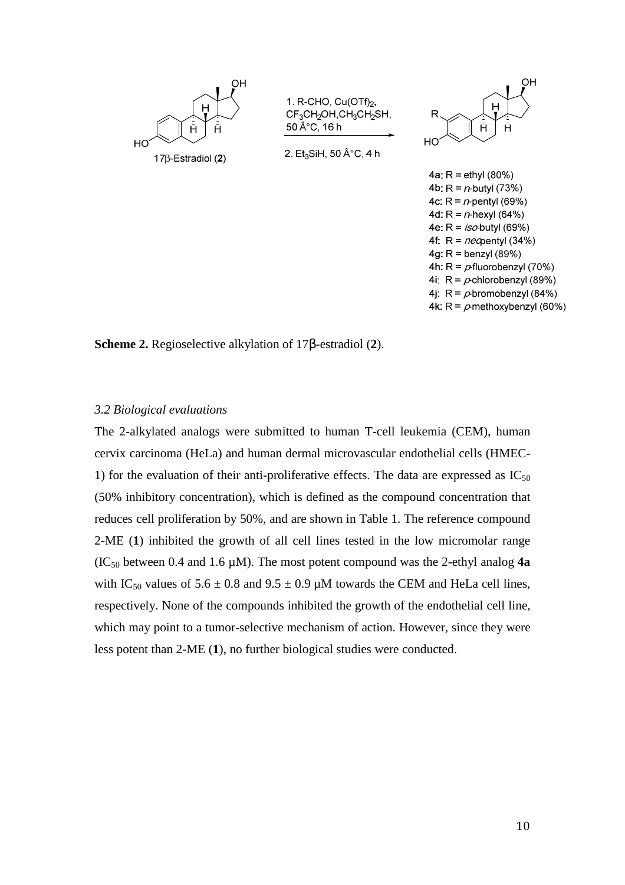17β-Estradiol (**2**)

1. R-CHO, $Cu(OTf)_2$, $CF_3CH_2OH$, $CH_3CH_2SH$, 50 Â°C, 16 h

2. $Et_3SiH$, 50 Â°C, 4 h

**4a**: R = ethyl (80%)
**4b**: R = *n*-butyl (73%)
**4c**: R = *n*-pentyl (69%)
**4d**: R = *n*-hexyl (64%)
**4e**: R = *iso*-butyl (69%)
**4f**: R = *neo*pentyl (34%)
**4g**: R = benzyl (89%)
**4h**: R = *p*-fluorobenzyl (70%)
**4i**: R = *p*-chlorobenzyl (89%)
**4j**: R = *p*-bromobenzyl (84%)
**4k**: R = *p*-methoxybenzyl (60%)

**Scheme 2.** Regioselective alkylation of 17β-estradiol (**2**).

### *3.2 Biological evaluations*

The 2-alkylated analogs were submitted to human T-cell leukemia (CEM), human cervix carcinoma (HeLa) and human dermal microvascular endothelial cells (HMEC-1) for the evaluation of their anti-proliferative effects. The data are expressed as $IC_{50}$ (50% inhibitory concentration), which is defined as the compound concentration that reduces cell proliferation by 50%, and are shown in Table 1. The reference compound 2-ME (**1**) inhibited the growth of all cell lines tested in the low micromolar range ($IC_{50}$ between 0.4 and 1.6 µM). The most potent compound was the 2-ethyl analog **4a** with $IC_{50}$ values of 5.6 ± 0.8 and 9.5 ± 0.9 µM towards the CEM and HeLa cell lines, respectively. None of the compounds inhibited the growth of the endothelial cell line, which may point to a tumor-selective mechanism of action. However, since they were less potent than 2-ME (**1**), no further biological studies were conducted.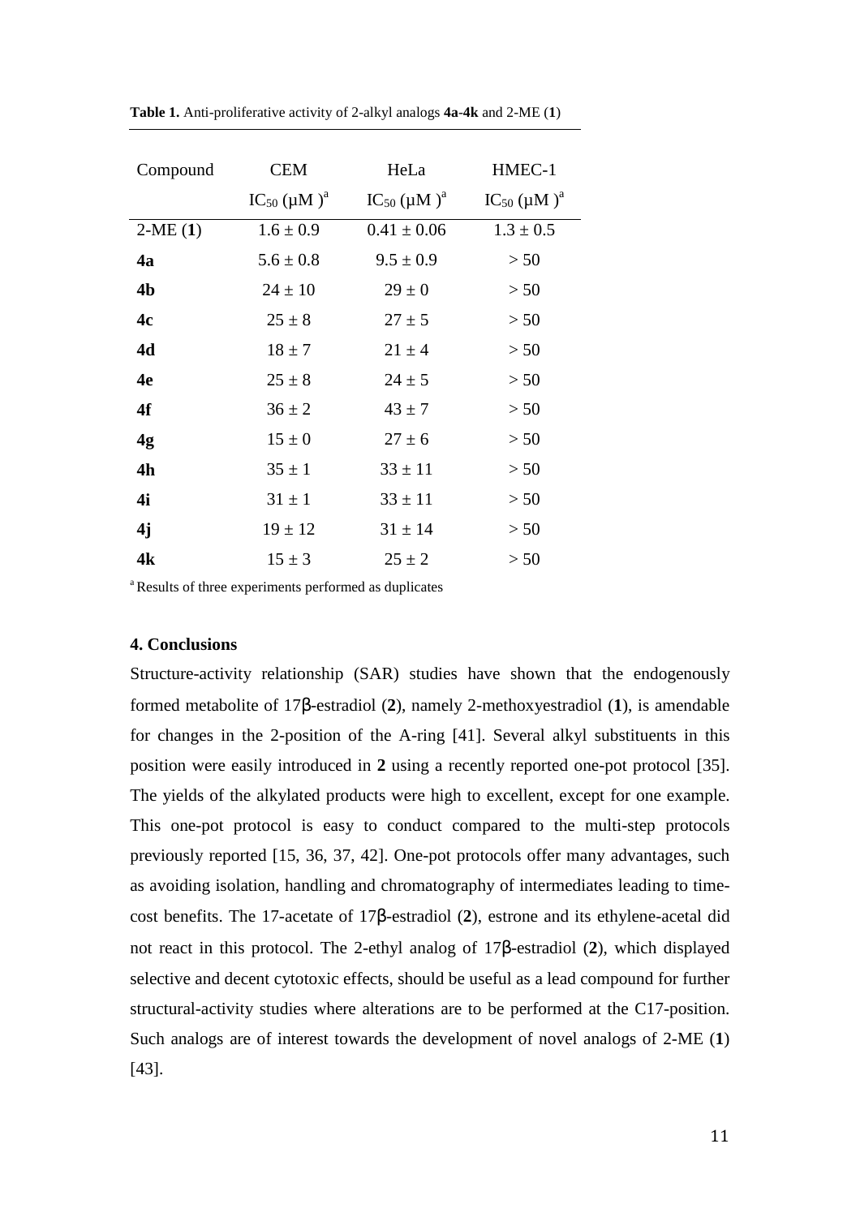**Table 1.** Anti-proliferative activity of 2-alkyl analogs **4a**-**4k** and 2-ME (**1**)

| Compound | CEM<br>$IC_{50}$ (μM )[a] | HeLa<br>$IC_{50}$ (μM )[a] | HMEC-1<br>$IC_{50}$ (μM )[a] |
|---|---|---|---|
| 2-ME (**1**) | 1.6 ± 0.9 | 0.41 ± 0.06 | 1.3 ± 0.5 |
| **4a** | 5.6 ± 0.8 | 9.5 ± 0.9 | > 50 |
| **4b** | 24 ± 10 | 29 ± 0 | > 50 |
| **4c** | 25 ± 8 | 27 ± 5 | > 50 |
| **4d** | 18 ± 7 | 21 ± 4 | > 50 |
| **4e** | 25 ± 8 | 24 ± 5 | > 50 |
| **4f** | 36 ± 2 | 43 ± 7 | > 50 |
| **4g** | 15 ± 0 | 27 ± 6 | > 50 |
| **4h** | 35 ± 1 | 33 ± 11 | > 50 |
| **4i** | 31 ± 1 | 33 ± 11 | > 50 |
| **4j** | 19 ± 12 | 31 ± 14 | > 50 |
| **4k** | 15 ± 3 | 25 ± 2 | > 50 |

[a] Results of three experiments performed as duplicates

### 4. Conclusions

Structure-activity relationship (SAR) studies have shown that the endogenously formed metabolite of 17β-estradiol (**2**), namely 2-methoxyestradiol (**1**), is amendable for changes in the 2-position of the A-ring [41]. Several alkyl substituents in this position were easily introduced in **2** using a recently reported one-pot protocol [35]. The yields of the alkylated products were high to excellent, except for one example. This one-pot protocol is easy to conduct compared to the multi-step protocols previously reported [15, 36, 37, 42]. One-pot protocols offer many advantages, such as avoiding isolation, handling and chromatography of intermediates leading to time-cost benefits. The 17-acetate of 17β-estradiol (**2**), estrone and its ethylene-acetal did not react in this protocol. The 2-ethyl analog of 17β-estradiol (**2**), which displayed selective and decent cytotoxic effects, should be useful as a lead compound for further structural-activity studies where alterations are to be performed at the C17-position. Such analogs are of interest towards the development of novel analogs of 2-ME (**1**) [43].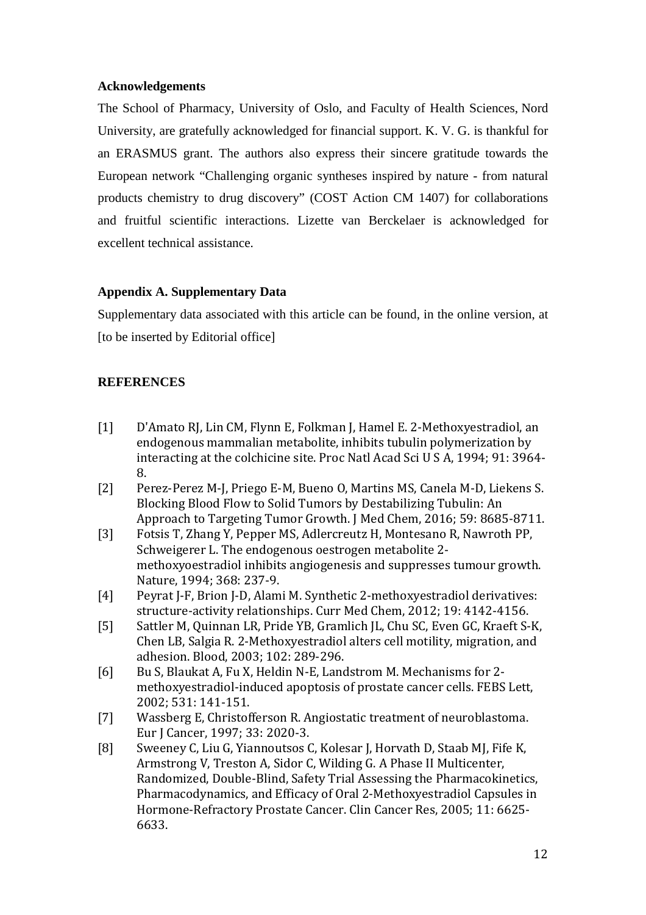**Acknowledgements**

The School of Pharmacy, University of Oslo, and Faculty of Health Sciences, Nord University, are gratefully acknowledged for financial support. K. V. G. is thankful for an ERASMUS grant. The authors also express their sincere gratitude towards the European network "Challenging organic syntheses inspired by nature - from natural products chemistry to drug discovery" (COST Action CM 1407) for collaborations and fruitful scientific interactions. Lizette van Berckelaer is acknowledged for excellent technical assistance.

**Appendix A. Supplementary Data**

Supplementary data associated with this article can be found, in the online version, at [to be inserted by Editorial office]

**REFERENCES**

[1] D'Amato RJ, Lin CM, Flynn E, Folkman J, Hamel E. 2-Methoxyestradiol, an endogenous mammalian metabolite, inhibits tubulin polymerization by interacting at the colchicine site. Proc Natl Acad Sci U S A, 1994; 91: 3964-8.

[2] Perez-Perez M-J, Priego E-M, Bueno O, Martins MS, Canela M-D, Liekens S. Blocking Blood Flow to Solid Tumors by Destabilizing Tubulin: An Approach to Targeting Tumor Growth. J Med Chem, 2016; 59: 8685-8711.

[3] Fotsis T, Zhang Y, Pepper MS, Adlercreutz H, Montesano R, Nawroth PP, Schweigerer L. The endogenous oestrogen metabolite 2-methoxyoestradiol inhibits angiogenesis and suppresses tumour growth. Nature, 1994; 368: 237-9.

[4] Peyrat J-F, Brion J-D, Alami M. Synthetic 2-methoxyestradiol derivatives: structure-activity relationships. Curr Med Chem, 2012; 19: 4142-4156.

[5] Sattler M, Quinnan LR, Pride YB, Gramlich JL, Chu SC, Even GC, Kraeft S-K, Chen LB, Salgia R. 2-Methoxyestradiol alters cell motility, migration, and adhesion. Blood, 2003; 102: 289-296.

[6] Bu S, Blaukat A, Fu X, Heldin N-E, Landstrom M. Mechanisms for 2-methoxyestradiol-induced apoptosis of prostate cancer cells. FEBS Lett, 2002; 531: 141-151.

[7] Wassberg E, Christofferson R. Angiostatic treatment of neuroblastoma. Eur J Cancer, 1997; 33: 2020-3.

[8] Sweeney C, Liu G, Yiannoutsos C, Kolesar J, Horvath D, Staab MJ, Fife K, Armstrong V, Treston A, Sidor C, Wilding G. A Phase II Multicenter, Randomized, Double-Blind, Safety Trial Assessing the Pharmacokinetics, Pharmacodynamics, and Efficacy of Oral 2-Methoxyestradiol Capsules in Hormone-Refractory Prostate Cancer. Clin Cancer Res, 2005; 11: 6625-6633.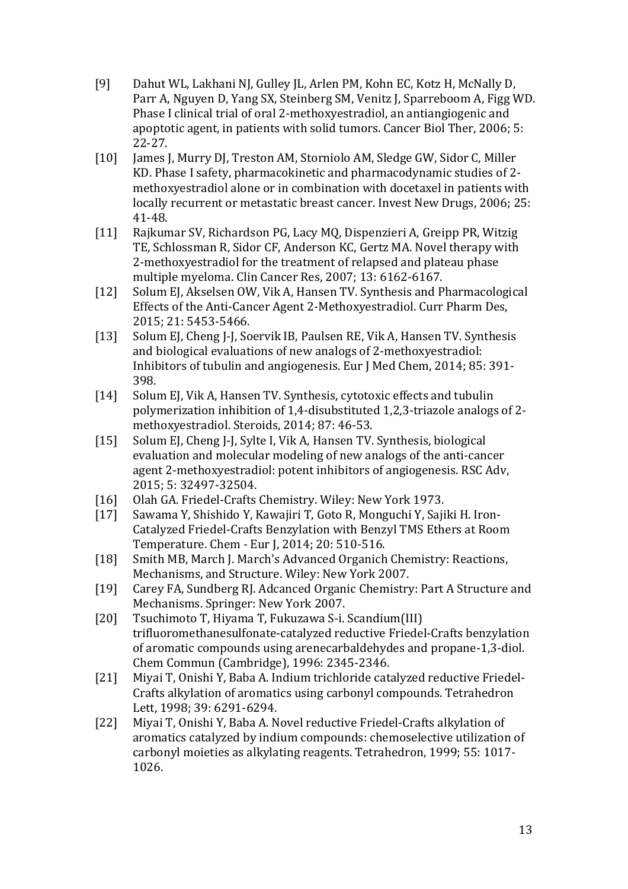[9] Dahut WL, Lakhani NJ, Gulley JL, Arlen PM, Kohn EC, Kotz H, McNally D, Parr A, Nguyen D, Yang SX, Steinberg SM, Venitz J, Sparreboom A, Figg WD. Phase I clinical trial of oral 2-methoxyestradiol, an antiangiogenic and apoptotic agent, in patients with solid tumors. Cancer Biol Ther, 2006; 5: 22-27.

[10] James J, Murry DJ, Treston AM, Storniolo AM, Sledge GW, Sidor C, Miller KD. Phase I safety, pharmacokinetic and pharmacodynamic studies of 2-methoxyestradiol alone or in combination with docetaxel in patients with locally recurrent or metastatic breast cancer. Invest New Drugs, 2006; 25: 41-48.

[11] Rajkumar SV, Richardson PG, Lacy MQ, Dispenzieri A, Greipp PR, Witzig TE, Schlossman R, Sidor CF, Anderson KC, Gertz MA. Novel therapy with 2-methoxyestradiol for the treatment of relapsed and plateau phase multiple myeloma. Clin Cancer Res, 2007; 13: 6162-6167.

[12] Solum EJ, Akselsen OW, Vik A, Hansen TV. Synthesis and Pharmacological Effects of the Anti-Cancer Agent 2-Methoxyestradiol. Curr Pharm Des, 2015; 21: 5453-5466.

[13] Solum EJ, Cheng J-J, Soervik IB, Paulsen RE, Vik A, Hansen TV. Synthesis and biological evaluations of new analogs of 2-methoxyestradiol: Inhibitors of tubulin and angiogenesis. Eur J Med Chem, 2014; 85: 391-398.

[14] Solum EJ, Vik A, Hansen TV. Synthesis, cytotoxic effects and tubulin polymerization inhibition of 1,4-disubstituted 1,2,3-triazole analogs of 2-methoxyestradiol. Steroids, 2014; 87: 46-53.

[15] Solum EJ, Cheng J-J, Sylte I, Vik A, Hansen TV. Synthesis, biological evaluation and molecular modeling of new analogs of the anti-cancer agent 2-methoxyestradiol: potent inhibitors of angiogenesis. RSC Adv, 2015; 5: 32497-32504.

[16] Olah GA. Friedel-Crafts Chemistry. Wiley: New York 1973.

[17] Sawama Y, Shishido Y, Kawajiri T, Goto R, Monguchi Y, Sajiki H. Iron-Catalyzed Friedel-Crafts Benzylation with Benzyl TMS Ethers at Room Temperature. Chem - Eur J, 2014; 20: 510-516.

[18] Smith MB, March J. March's Advanced Organich Chemistry: Reactions, Mechanisms, and Structure. Wiley: New York 2007.

[19] Carey FA, Sundberg RJ. Adcanced Organic Chemistry: Part A Structure and Mechanisms. Springer: New York 2007.

[20] Tsuchimoto T, Hiyama T, Fukuzawa S-i. Scandium(III) trifluoromethanesulfonate-catalyzed reductive Friedel-Crafts benzylation of aromatic compounds using arenecarbaldehydes and propane-1,3-diol. Chem Commun (Cambridge), 1996: 2345-2346.

[21] Miyai T, Onishi Y, Baba A. Indium trichloride catalyzed reductive Friedel-Crafts alkylation of aromatics using carbonyl compounds. Tetrahedron Lett, 1998; 39: 6291-6294.

[22] Miyai T, Onishi Y, Baba A. Novel reductive Friedel-Crafts alkylation of aromatics catalyzed by indium compounds: chemoselective utilization of carbonyl moieties as alkylating reagents. Tetrahedron, 1999; 55: 1017-1026.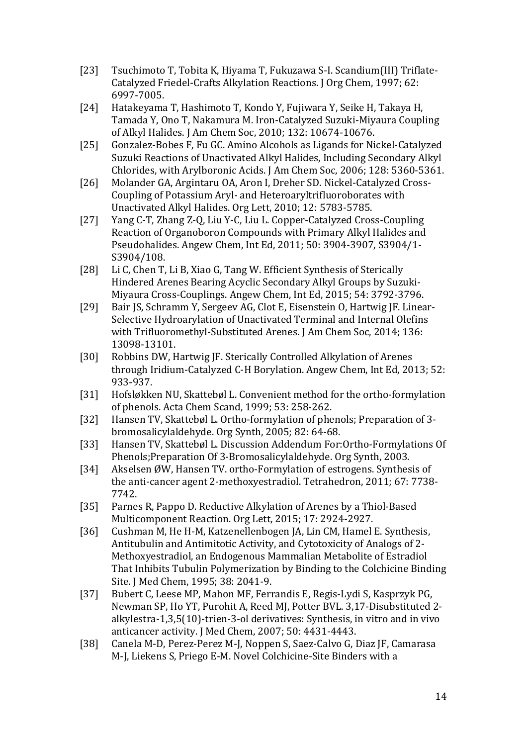[23] Tsuchimoto T, Tobita K, Hiyama T, Fukuzawa S-I. Scandium(III) Triflate-Catalyzed Friedel-Crafts Alkylation Reactions. J Org Chem, 1997; 62: 6997-7005.

[24] Hatakeyama T, Hashimoto T, Kondo Y, Fujiwara Y, Seike H, Takaya H, Tamada Y, Ono T, Nakamura M. Iron-Catalyzed Suzuki-Miyaura Coupling of Alkyl Halides. J Am Chem Soc, 2010; 132: 10674-10676.

[25] Gonzalez-Bobes F, Fu GC. Amino Alcohols as Ligands for Nickel-Catalyzed Suzuki Reactions of Unactivated Alkyl Halides, Including Secondary Alkyl Chlorides, with Arylboronic Acids. J Am Chem Soc, 2006; 128: 5360-5361.

[26] Molander GA, Argintaru OA, Aron I, Dreher SD. Nickel-Catalyzed Cross-Coupling of Potassium Aryl- and Heteroaryltrifluoroborates with Unactivated Alkyl Halides. Org Lett, 2010; 12: 5783-5785.

[27] Yang C-T, Zhang Z-Q, Liu Y-C, Liu L. Copper-Catalyzed Cross-Coupling Reaction of Organoboron Compounds with Primary Alkyl Halides and Pseudohalides. Angew Chem, Int Ed, 2011; 50: 3904-3907, S3904/1-S3904/108.

[28] Li C, Chen T, Li B, Xiao G, Tang W. Efficient Synthesis of Sterically Hindered Arenes Bearing Acyclic Secondary Alkyl Groups by Suzuki-Miyaura Cross-Couplings. Angew Chem, Int Ed, 2015; 54: 3792-3796.

[29] Bair JS, Schramm Y, Sergeev AG, Clot E, Eisenstein O, Hartwig JF. Linear-Selective Hydroarylation of Unactivated Terminal and Internal Olefins with Trifluoromethyl-Substituted Arenes. J Am Chem Soc, 2014; 136: 13098-13101.

[30] Robbins DW, Hartwig JF. Sterically Controlled Alkylation of Arenes through Iridium-Catalyzed C-H Borylation. Angew Chem, Int Ed, 2013; 52: 933-937.

[31] Hofsløkken NU, Skattebøl L. Convenient method for the ortho-formylation of phenols. Acta Chem Scand, 1999; 53: 258-262.

[32] Hansen TV, Skattebøl L. Ortho-formylation of phenols; Preparation of 3-bromosalicylaldehyde. Org Synth, 2005; 82: 64-68.

[33] Hansen TV, Skattebøl L. Discussion Addendum For:Ortho-Formylations Of Phenols;Preparation Of 3-Bromosalicylaldehyde. Org Synth, 2003.

[34] Akselsen ØW, Hansen TV. ortho-Formylation of estrogens. Synthesis of the anti-cancer agent 2-methoxyestradiol. Tetrahedron, 2011; 67: 7738-7742.

[35] Parnes R, Pappo D. Reductive Alkylation of Arenes by a Thiol-Based Multicomponent Reaction. Org Lett, 2015; 17: 2924-2927.

[36] Cushman M, He H-M, Katzenellenbogen JA, Lin CM, Hamel E. Synthesis, Antitubulin and Antimitotic Activity, and Cytotoxicity of Analogs of 2-Methoxyestradiol, an Endogenous Mammalian Metabolite of Estradiol That Inhibits Tubulin Polymerization by Binding to the Colchicine Binding Site. J Med Chem, 1995; 38: 2041-9.

[37] Bubert C, Leese MP, Mahon MF, Ferrandis E, Regis-Lydi S, Kasprzyk PG, Newman SP, Ho YT, Purohit A, Reed MJ, Potter BVL. 3,17-Disubstituted 2-alkylestra-1,3,5(10)-trien-3-ol derivatives: Synthesis, in vitro and in vivo anticancer activity. J Med Chem, 2007; 50: 4431-4443.

[38] Canela M-D, Perez-Perez M-J, Noppen S, Saez-Calvo G, Diaz JF, Camarasa M-J, Liekens S, Priego E-M. Novel Colchicine-Site Binders with a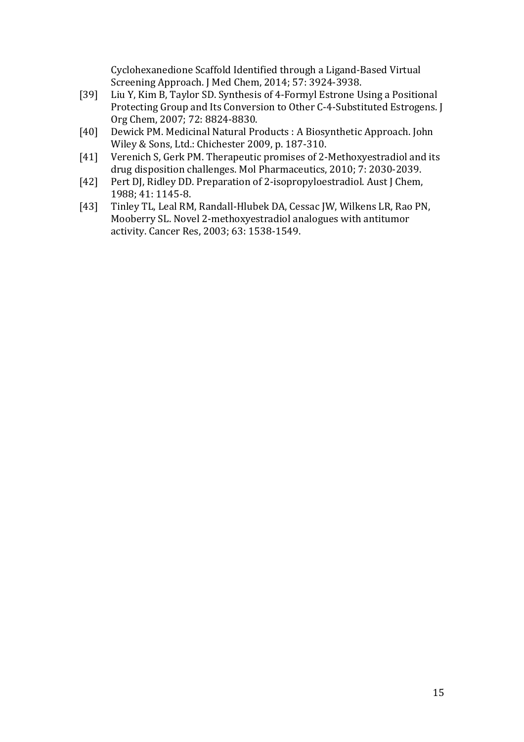Cyclohexanedione Scaffold Identified through a Ligand-Based Virtual Screening Approach. J Med Chem, 2014; 57: 3924-3938.

[39] Liu Y, Kim B, Taylor SD. Synthesis of 4-Formyl Estrone Using a Positional Protecting Group and Its Conversion to Other C-4-Substituted Estrogens. J Org Chem, 2007; 72: 8824-8830.

[40] Dewick PM. Medicinal Natural Products : A Biosynthetic Approach. John Wiley & Sons, Ltd.: Chichester 2009, p. 187-310.

[41] Verenich S, Gerk PM. Therapeutic promises of 2-Methoxyestradiol and its drug disposition challenges. Mol Pharmaceutics, 2010; 7: 2030-2039.

[42] Pert DJ, Ridley DD. Preparation of 2-isopropyloestradiol. Aust J Chem, 1988; 41: 1145-8.

[43] Tinley TL, Leal RM, Randall-Hlubek DA, Cessac JW, Wilkens LR, Rao PN, Mooberry SL. Novel 2-methoxyestradiol analogues with antitumor activity. Cancer Res, 2003; 63: 1538-1549.